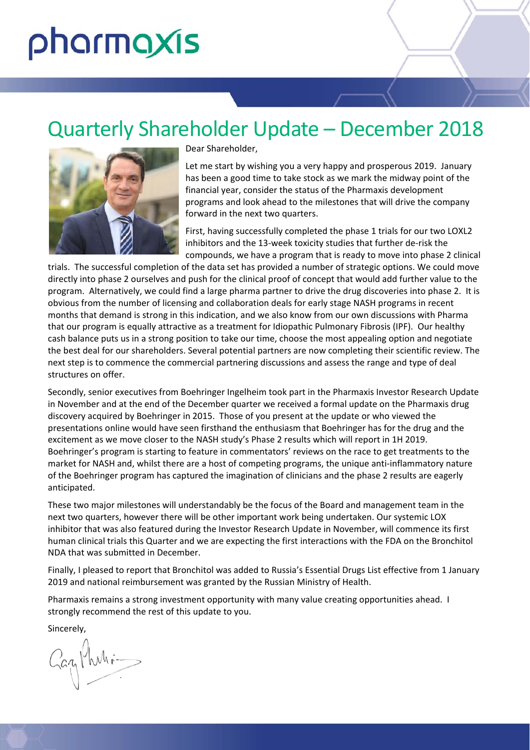pharmaxis

# Quarterly Shareholder Update – December 2018

Dear Shareholder,

Let me start by wishing you a very happy and prosperous 2019. January has been a good time to take stock as we mark the midway point of the financial year, consider the status of the Pharmaxis development programs and look ahead to the milestones that will drive the company forward in the next two quarters.

First, having successfully completed the phase 1 trials for our two LOXL2 inhibitors and the 13-week toxicity studies that further de-risk the compounds, we have a program that is ready to move into phase 2 clinical trials. The successful completion of the data set has provided a number of strategic options. We could move directly into phase 2 ourselves and push for the clinical proof of concept that would add further value to the program. Alternatively, we could find a large pharma partner to drive the drug discoveries into phase 2. It is obvious from the number of licensing and collaboration deals for early stage NASH programs in recent months that demand is strong in this indication, and we also know from our own discussions with Pharma that our program is equally attractive as a treatment for Idiopathic Pulmonary Fibrosis (IPF). Our healthy cash balance puts us in a strong position to take our time, choose the most appealing option and negotiate the best deal for our shareholders. Several potential partners are now completing their scientific review. The next step is to commence the commercial partnering discussions and assess the range and type of deal structures on offer.

Secondly, senior executives from Boehringer Ingelheim took part in the Pharmaxis Investor Research Update in November and at the end of the December quarter we received a formal update on the Pharmaxis drug discovery acquired by Boehringer in 2015. Those of you present at the update or who viewed the presentations online would have seen firsthand the enthusiasm that Boehringer has for the drug and the excitement as we move closer to the NASH study's Phase 2 results which will report in 1H 2019. Boehringer's program is starting to feature in commentators' reviews on the race to get treatments to the market for NASH and, whilst there are a host of competing programs, the unique anti-inflammatory nature of the Boehringer program has captured the imagination of clinicians and the phase 2 results are eagerly anticipated.

These two major milestones will understandably be the focus of the Board and management team in the next two quarters, however there will be other important work being undertaken. Our systemic LOX inhibitor that was also featured during the Investor Research Update in November, will commence its first human clinical trials this Quarter and we are expecting the first interactions with the FDA on the Bronchitol NDA that was submitted in December.

Finally, I pleased to report that Bronchitol was added to Russia's Essential Drugs List effective from 1 January 2019 and national reimbursement was granted by the Russian Ministry of Health.

Pharmaxis remains a strong investment opportunity with many value creating opportunities ahead. I strongly recommend the rest of this update to you.

Sincerely,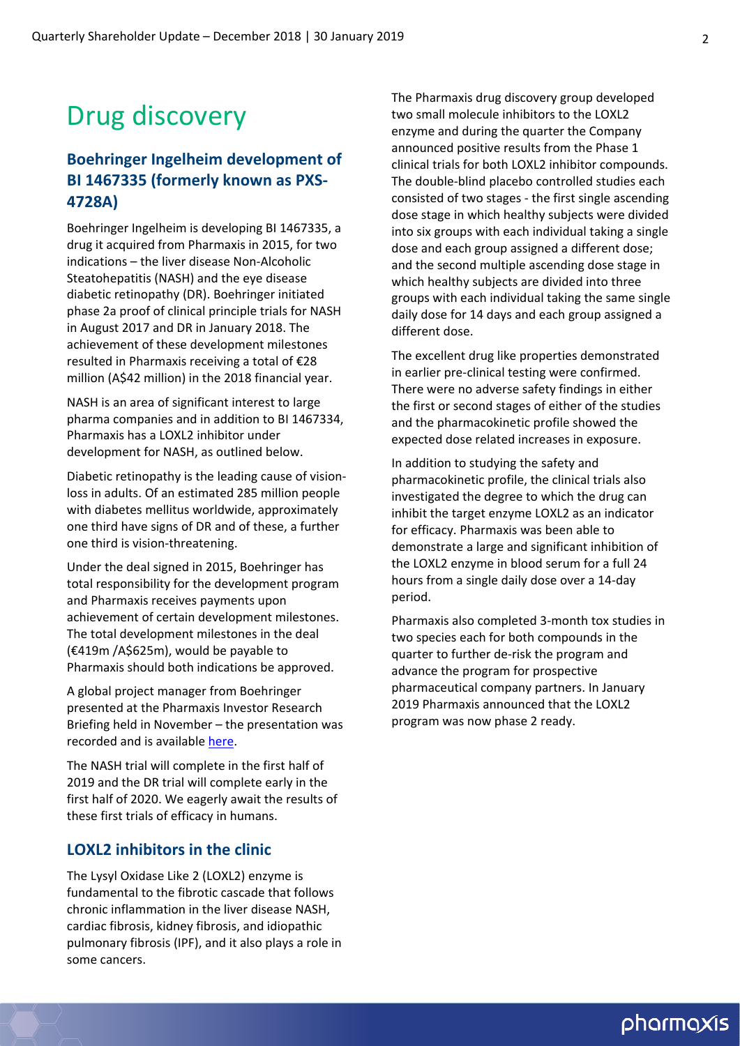# Drug discovery

### Boehringer Ingelheim development of BI 1467335 (formerly known as PXS-4728A)

Boehringer Ingelheim is developing BI 1467335, a drug it acquired from Pharmaxis in 2015, for two indications – the liver disease Non-Alcoholic Steatohepatitis (NASH) and the eye disease diabetic retinopathy (DR). Boehringer initiated phase 2a proof of clinical principle trials for NASH in August 2017 and DR in January 2018. The achievement of these development milestones resulted in Pharmaxis receiving a total of €28 million (A$42 million) in the 2018 financial year.

NASH is an area of significant interest to large pharma companies and in addition to BI 1467334, Pharmaxis has a LOXL2 inhibitor under development for NASH, as outlined below.

Diabetic retinopathy is the leading cause of vision-loss in adults. Of an estimated 285 million people with diabetes mellitus worldwide, approximately one third have signs of DR and of these, a further one third is vision-threatening.

Under the deal signed in 2015, Boehringer has total responsibility for the development program and Pharmaxis receives payments upon achievement of certain development milestones. The total development milestones in the deal (€419m /A$625m), would be payable to Pharmaxis should both indications be approved.

A global project manager from Boehringer presented at the Pharmaxis Investor Research Briefing held in November – the presentation was recorded and is available here.

The NASH trial will complete in the first half of 2019 and the DR trial will complete early in the first half of 2020. We eagerly await the results of these first trials of efficacy in humans.

### LOXL2 inhibitors in the clinic

The Lysyl Oxidase Like 2 (LOXL2) enzyme is fundamental to the fibrotic cascade that follows chronic inflammation in the liver disease NASH, cardiac fibrosis, kidney fibrosis, and idiopathic pulmonary fibrosis (IPF), and it also plays a role in some cancers.

The Pharmaxis drug discovery group developed two small molecule inhibitors to the LOXL2 enzyme and during the quarter the Company announced positive results from the Phase 1 clinical trials for both LOXL2 inhibitor compounds. The double-blind placebo controlled studies each consisted of two stages - the first single ascending dose stage in which healthy subjects were divided into six groups with each individual taking a single dose and each group assigned a different dose; and the second multiple ascending dose stage in which healthy subjects are divided into three groups with each individual taking the same single daily dose for 14 days and each group assigned a different dose.

The excellent drug like properties demonstrated in earlier pre-clinical testing were confirmed. There were no adverse safety findings in either the first or second stages of either of the studies and the pharmacokinetic profile showed the expected dose related increases in exposure.

In addition to studying the safety and pharmacokinetic profile, the clinical trials also investigated the degree to which the drug can inhibit the target enzyme LOXL2 as an indicator for efficacy. Pharmaxis was been able to demonstrate a large and significant inhibition of the LOXL2 enzyme in blood serum for a full 24 hours from a single daily dose over a 14-day period.

Pharmaxis also completed 3-month tox studies in two species each for both compounds in the quarter to further de-risk the program and advance the program for prospective pharmaceutical company partners. In January 2019 Pharmaxis announced that the LOXL2 program was now phase 2 ready.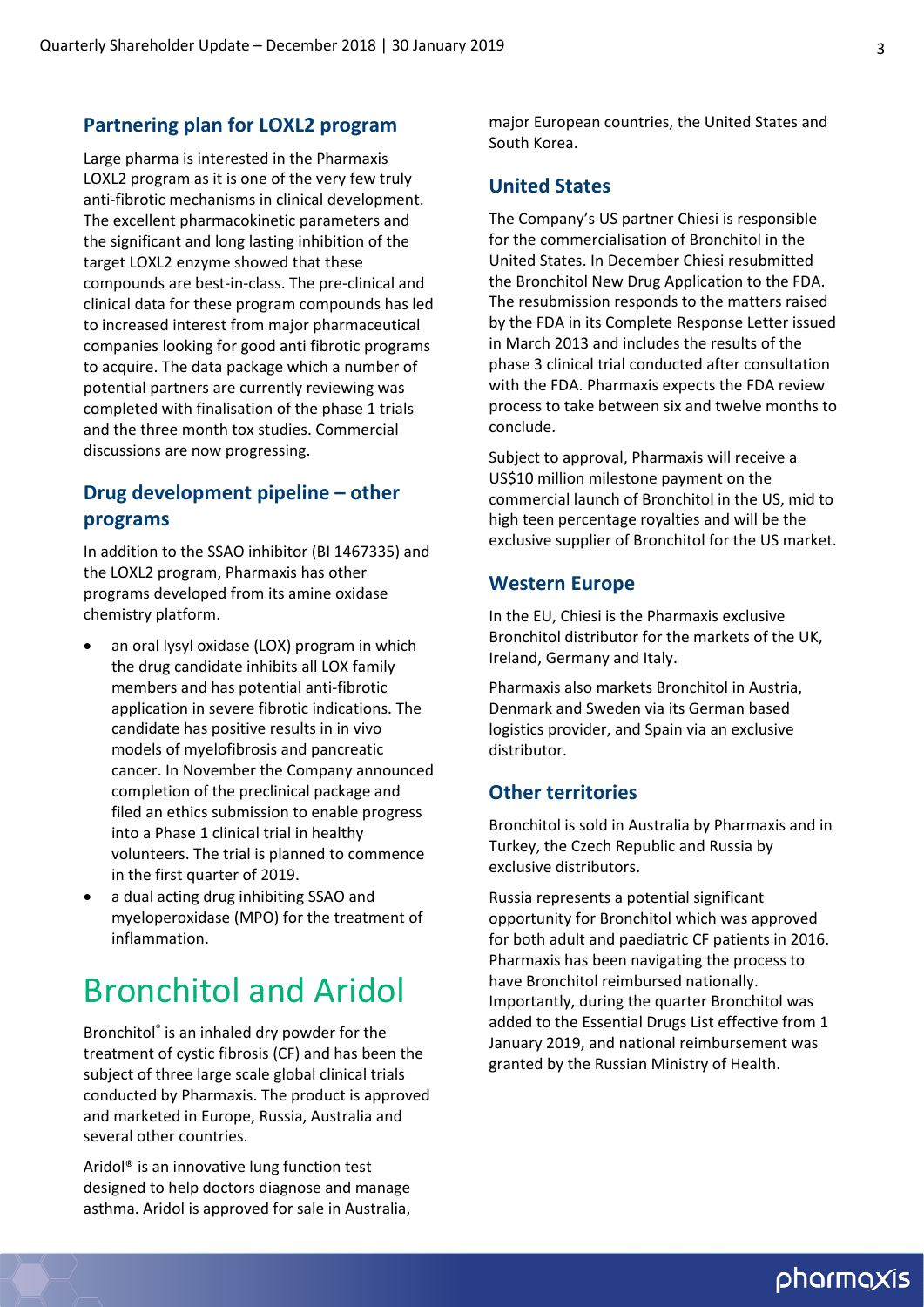## Partnering plan for LOXL2 program

Large pharma is interested in the Pharmaxis LOXL2 program as it is one of the very few truly anti-fibrotic mechanisms in clinical development. The excellent pharmacokinetic parameters and the significant and long lasting inhibition of the target LOXL2 enzyme showed that these compounds are best-in-class. The pre-clinical and clinical data for these program compounds has led to increased interest from major pharmaceutical companies looking for good anti fibrotic programs to acquire. The data package which a number of potential partners are currently reviewing was completed with finalisation of the phase 1 trials and the three month tox studies. Commercial discussions are now progressing.

## Drug development pipeline – other programs

In addition to the SSAO inhibitor (BI 1467335) and the LOXL2 program, Pharmaxis has other programs developed from its amine oxidase chemistry platform.

- an oral lysyl oxidase (LOX) program in which the drug candidate inhibits all LOX family members and has potential anti-fibrotic application in severe fibrotic indications. The candidate has positive results in in vivo models of myelofibrosis and pancreatic cancer. In November the Company announced completion of the preclinical package and filed an ethics submission to enable progress into a Phase 1 clinical trial in healthy volunteers. The trial is planned to commence in the first quarter of 2019.
- a dual acting drug inhibiting SSAO and myeloperoxidase (MPO) for the treatment of inflammation.

# Bronchitol and Aridol

Bronchitol® is an inhaled dry powder for the treatment of cystic fibrosis (CF) and has been the subject of three large scale global clinical trials conducted by Pharmaxis. The product is approved and marketed in Europe, Russia, Australia and several other countries.

Aridol® is an innovative lung function test designed to help doctors diagnose and manage asthma. Aridol is approved for sale in Australia, major European countries, the United States and South Korea.

## United States

The Company's US partner Chiesi is responsible for the commercialisation of Bronchitol in the United States. In December Chiesi resubmitted the Bronchitol New Drug Application to the FDA. The resubmission responds to the matters raised by the FDA in its Complete Response Letter issued in March 2013 and includes the results of the phase 3 clinical trial conducted after consultation with the FDA. Pharmaxis expects the FDA review process to take between six and twelve months to conclude.

Subject to approval, Pharmaxis will receive a US$10 million milestone payment on the commercial launch of Bronchitol in the US, mid to high teen percentage royalties and will be the exclusive supplier of Bronchitol for the US market.

## Western Europe

In the EU, Chiesi is the Pharmaxis exclusive Bronchitol distributor for the markets of the UK, Ireland, Germany and Italy.

Pharmaxis also markets Bronchitol in Austria, Denmark and Sweden via its German based logistics provider, and Spain via an exclusive distributor.

## Other territories

Bronchitol is sold in Australia by Pharmaxis and in Turkey, the Czech Republic and Russia by exclusive distributors.

Russia represents a potential significant opportunity for Bronchitol which was approved for both adult and paediatric CF patients in 2016. Pharmaxis has been navigating the process to have Bronchitol reimbursed nationally. Importantly, during the quarter Bronchitol was added to the Essential Drugs List effective from 1 January 2019, and national reimbursement was granted by the Russian Ministry of Health.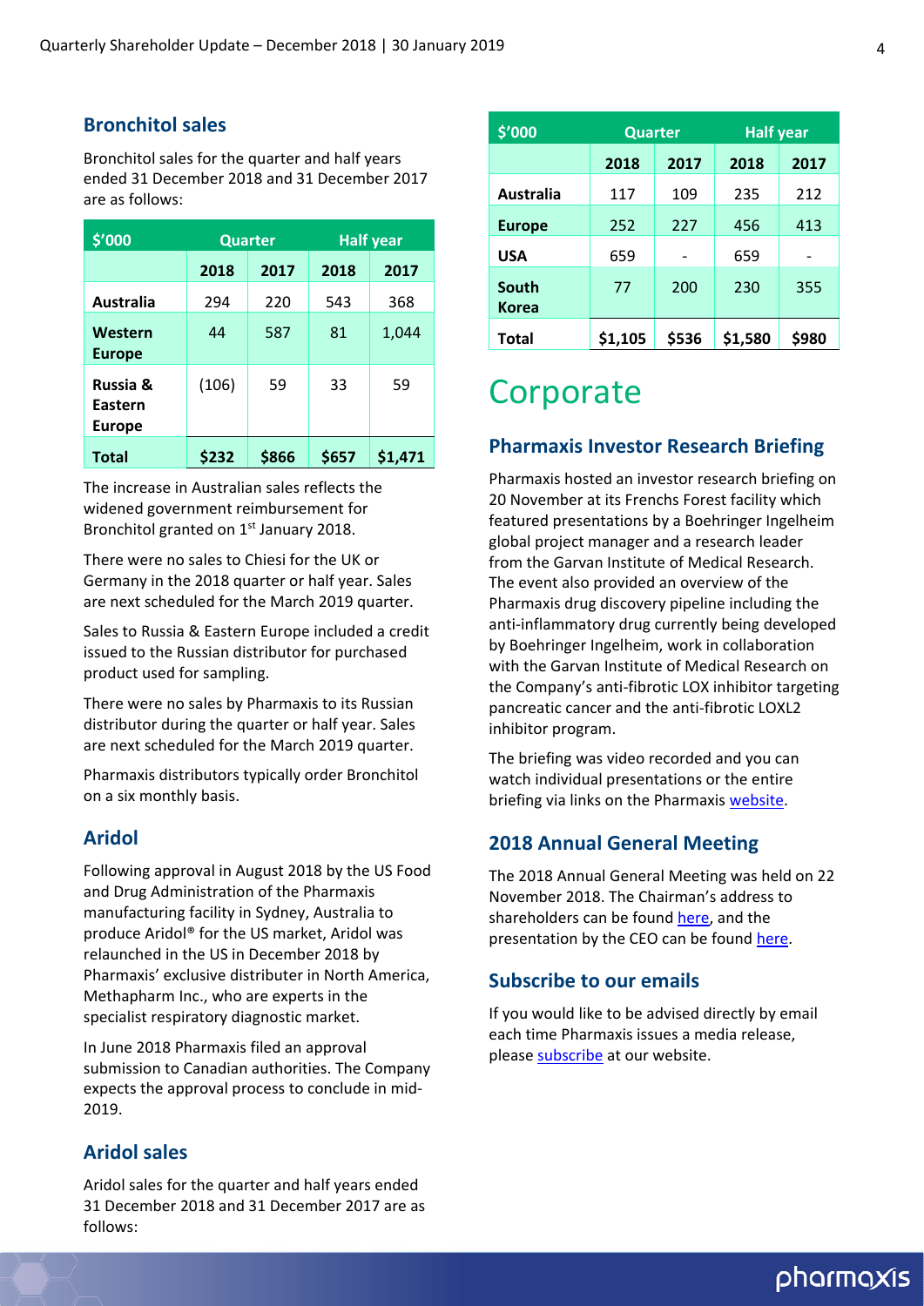## Bronchitol sales

Bronchitol sales for the quarter and half years ended 31 December 2018 and 31 December 2017 are as follows:

| $'000 | Quarter | | Half year | |
|---|---|---|---|---|
| | 2018 | 2017 | 2018 | 2017 |
| **Australia** | 294 | 220 | 543 | 368 |
| **Western Europe** | 44 | 587 | 81 | 1,044 |
| **Russia & Eastern Europe** | (106) | 59 | 33 | 59 |
| **Total** | **$232** | **$866** | **$657** | **$1,471** |

The increase in Australian sales reflects the widened government reimbursement for Bronchitol granted on 1st January 2018.

There were no sales to Chiesi for the UK or Germany in the 2018 quarter or half year. Sales are next scheduled for the March 2019 quarter.

Sales to Russia & Eastern Europe included a credit issued to the Russian distributor for purchased product used for sampling.

There were no sales by Pharmaxis to its Russian distributor during the quarter or half year. Sales are next scheduled for the March 2019 quarter.

Pharmaxis distributors typically order Bronchitol on a six monthly basis.

## Aridol

Following approval in August 2018 by the US Food and Drug Administration of the Pharmaxis manufacturing facility in Sydney, Australia to produce Aridol® for the US market, Aridol was relaunched in the US in December 2018 by Pharmaxis' exclusive distributer in North America, Methapharm Inc., who are experts in the specialist respiratory diagnostic market.

In June 2018 Pharmaxis filed an approval submission to Canadian authorities. The Company expects the approval process to conclude in mid-2019.

## Aridol sales

Aridol sales for the quarter and half years ended 31 December 2018 and 31 December 2017 are as follows:

| $'000 | Quarter | | Half year | |
|---|---|---|---|---|
| | 2018 | 2017 | 2018 | 2017 |
| **Australia** | 117 | 109 | 235 | 212 |
| **Europe** | 252 | 227 | 456 | 413 |
| **USA** | 659 | - | 659 | - |
| **South Korea** | 77 | 200 | 230 | 355 |
| **Total** | **$1,105** | **$536** | **$1,580** | **$980** |

# Corporate

## Pharmaxis Investor Research Briefing

Pharmaxis hosted an investor research briefing on 20 November at its Frenchs Forest facility which featured presentations by a Boehringer Ingelheim global project manager and a research leader from the Garvan Institute of Medical Research. The event also provided an overview of the Pharmaxis drug discovery pipeline including the anti-inflammatory drug currently being developed by Boehringer Ingelheim, work in collaboration with the Garvan Institute of Medical Research on the Company's anti-fibrotic LOX inhibitor targeting pancreatic cancer and the anti-fibrotic LOXL2 inhibitor program.

The briefing was video recorded and you can watch individual presentations or the entire briefing via links on the Pharmaxis website.

## 2018 Annual General Meeting

The 2018 Annual General Meeting was held on 22 November 2018. The Chairman's address to shareholders can be found here, and the presentation by the CEO can be found here.

## Subscribe to our emails

If you would like to be advised directly by email each time Pharmaxis issues a media release, please subscribe at our website.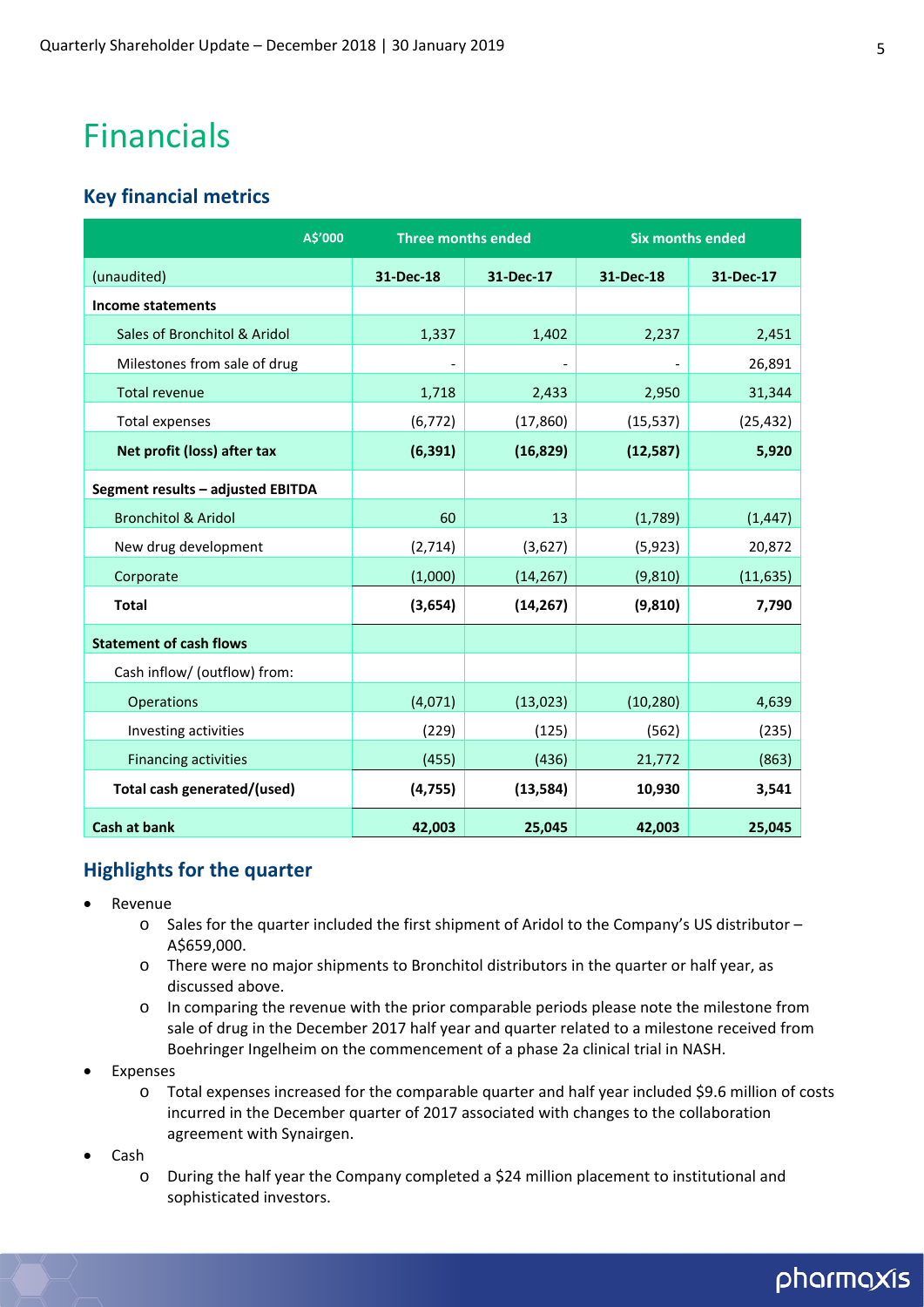# Financials

## Key financial metrics

| A$'000 | Three months ended | | Six months ended | |
|---|---|---|---|---|
| (unaudited) | 31-Dec-18 | 31-Dec-17 | 31-Dec-18 | 31-Dec-17 |
| **Income statements** | | | | |
| Sales of Bronchitol & Aridol | 1,337 | 1,402 | 2,237 | 2,451 |
| Milestones from sale of drug | - | - | - | 26,891 |
| Total revenue | 1,718 | 2,433 | 2,950 | 31,344 |
| Total expenses | (6,772) | (17,860) | (15,537) | (25,432) |
| **Net profit (loss) after tax** | **(6,391)** | **(16,829)** | **(12,587)** | **5,920** |
| **Segment results – adjusted EBITDA** | | | | |
| Bronchitol & Aridol | 60 | 13 | (1,789) | (1,447) |
| New drug development | (2,714) | (3,627) | (5,923) | 20,872 |
| Corporate | (1,000) | (14,267) | (9,810) | (11,635) |
| **Total** | **(3,654)** | **(14,267)** | **(9,810)** | **7,790** |
| **Statement of cash flows** | | | | |
| Cash inflow/ (outflow) from: | | | | |
| Operations | (4,071) | (13,023) | (10,280) | 4,639 |
| Investing activities | (229) | (125) | (562) | (235) |
| Financing activities | (455) | (436) | 21,772 | (863) |
| **Total cash generated/(used)** | **(4,755)** | **(13,584)** | **10,930** | **3,541** |
| **Cash at bank** | **42,003** | **25,045** | **42,003** | **25,045** |

## Highlights for the quarter

- Revenue
  - Sales for the quarter included the first shipment of Aridol to the Company's US distributor – A$659,000.
  - There were no major shipments to Bronchitol distributors in the quarter or half year, as discussed above.
  - In comparing the revenue with the prior comparable periods please note the milestone from sale of drug in the December 2017 half year and quarter related to a milestone received from Boehringer Ingelheim on the commencement of a phase 2a clinical trial in NASH.
- Expenses
  - Total expenses increased for the comparable quarter and half year included $9.6 million of costs incurred in the December quarter of 2017 associated with changes to the collaboration agreement with Synairgen.
- Cash
  - During the half year the Company completed a $24 million placement to institutional and sophisticated investors.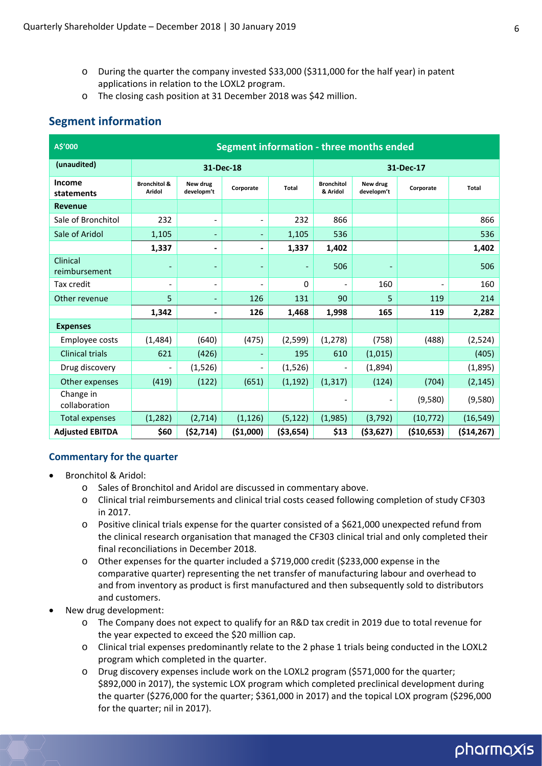- o During the quarter the company invested $33,000 ($311,000 for the half year) in patent applications in relation to the LOXL2 program.
- o The closing cash position at 31 December 2018 was $42 million.

## Segment information

| A$'000 | Segment information - three months ended | | | | | | | |
|---|---|---|---|---|---|---|---|---|
| (unaudited) | 31-Dec-18 | | | | 31-Dec-17 | | | |
| Income statements | Bronchitol & Aridol | New drug developm't | Corporate | Total | Bronchitol & Aridol | New drug developm't | Corporate | Total |
| **Revenue** | | | | | | | | |
| Sale of Bronchitol | 232 | - | - | 232 | 866 | | | 866 |
| Sale of Aridol | 1,105 | - | - | 1,105 | 536 | | | 536 |
| | **1,337** | **-** | **-** | **1,337** | **1,402** | | | **1,402** |
| Clinical reimbursement | - | - | - | - | 506 | - | | 506 |
| Tax credit | - | - | - | 0 | - | 160 | - | 160 |
| Other revenue | 5 | - | 126 | 131 | 90 | 5 | 119 | 214 |
| | **1,342** | **-** | **126** | **1,468** | **1,998** | **165** | **119** | **2,282** |
| **Expenses** | | | | | | | | |
| Employee costs | (1,484) | (640) | (475) | (2,599) | (1,278) | (758) | (488) | (2,524) |
| Clinical trials | 621 | (426) | - | 195 | 610 | (1,015) | | (405) |
| Drug discovery | - | (1,526) | - | (1,526) | - | (1,894) | | (1,895) |
| Other expenses | (419) | (122) | (651) | (1,192) | (1,317) | (124) | (704) | (2,145) |
| Change in collaboration | | | | | - | - | (9,580) | (9,580) |
| Total expenses | (1,282) | (2,714) | (1,126) | (5,122) | (1,985) | (3,792) | (10,772) | (16,549) |
| **Adjusted EBITDA** | **$60** | **($2,714)** | **($1,000)** | **($3,654)** | **$13** | **($3,627)** | **($10,653)** | **($14,267)** |

### Commentary for the quarter

- Bronchitol & Aridol:
  - o Sales of Bronchitol and Aridol are discussed in commentary above.
  - o Clinical trial reimbursements and clinical trial costs ceased following completion of study CF303 in 2017.
  - o Positive clinical trials expense for the quarter consisted of a $621,000 unexpected refund from the clinical research organisation that managed the CF303 clinical trial and only completed their final reconciliations in December 2018.
  - o Other expenses for the quarter included a $719,000 credit ($233,000 expense in the comparative quarter) representing the net transfer of manufacturing labour and overhead to and from inventory as product is first manufactured and then subsequently sold to distributors and customers.
- New drug development:
  - o The Company does not expect to qualify for an R&D tax credit in 2019 due to total revenue for the year expected to exceed the $20 million cap.
  - o Clinical trial expenses predominantly relate to the 2 phase 1 trials being conducted in the LOXL2 program which completed in the quarter.
  - o Drug discovery expenses include work on the LOXL2 program ($571,000 for the quarter; $892,000 in 2017), the systemic LOX program which completed preclinical development during the quarter ($276,000 for the quarter; $361,000 in 2017) and the topical LOX program ($296,000 for the quarter; nil in 2017).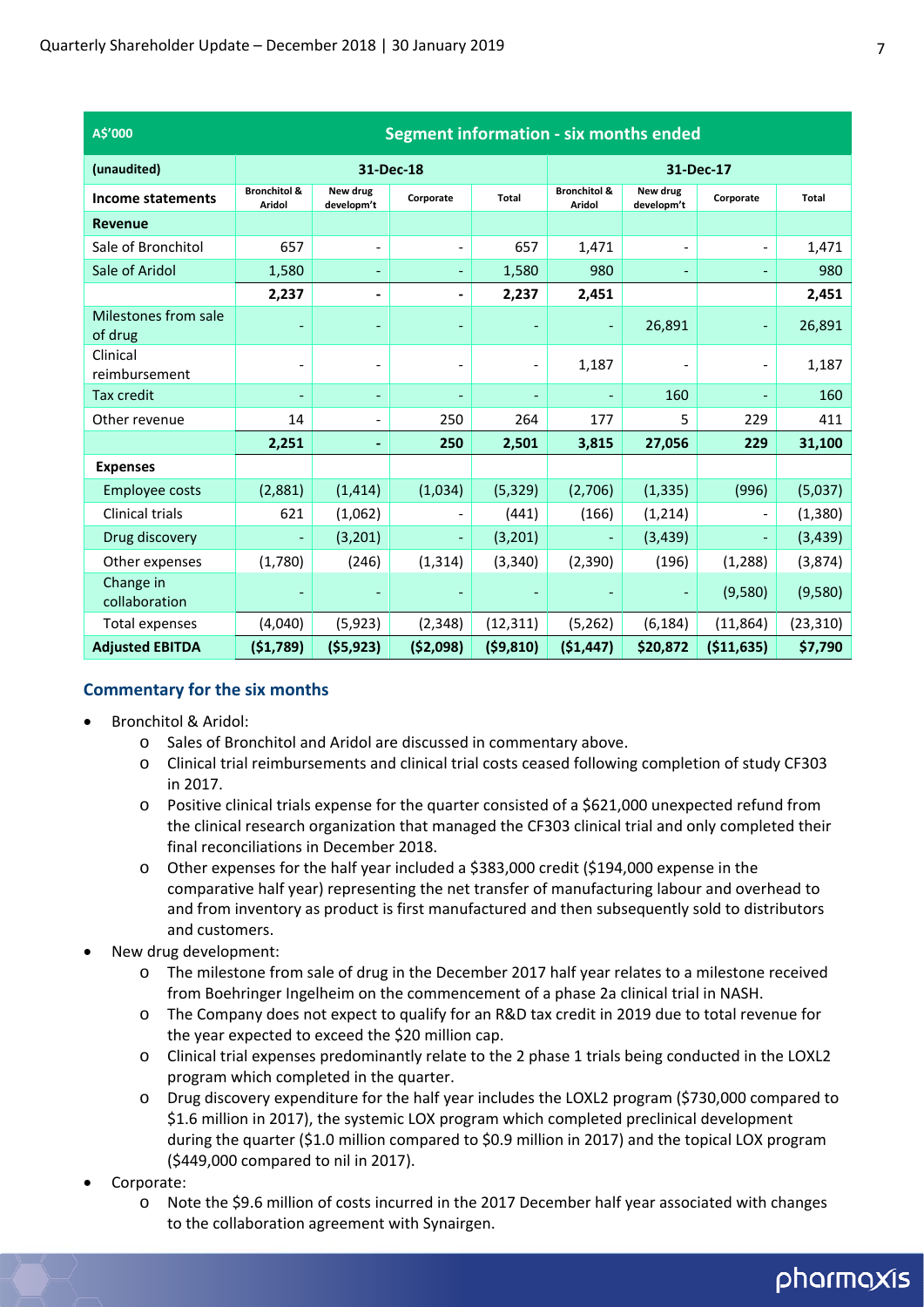| A$'000 | Segment information - six months ended | | | | | | | |
|---|---|---|---|---|---|---|---|---|
| (unaudited) | 31-Dec-18 | | | | 31-Dec-17 | | | |
| **Income statements** | Bronchitol & Aridol | New drug developm't | Corporate | Total | Bronchitol & Aridol | New drug developm't | Corporate | Total |
| **Revenue** | | | | | | | | |
| Sale of Bronchitol | 657 | - | - | 657 | 1,471 | - | - | 1,471 |
| Sale of Aridol | 1,580 | - | - | 1,580 | 980 | - | - | 980 |
| | **2,237** | **-** | **-** | **2,237** | **2,451** | | | **2,451** |
| Milestones from sale of drug | - | - | - | - | - | 26,891 | - | 26,891 |
| Clinical reimbursement | - | - | - | - | 1,187 | - | - | 1,187 |
| Tax credit | - | - | - | - | - | 160 | - | 160 |
| Other revenue | 14 | - | 250 | 264 | 177 | 5 | 229 | 411 |
| | **2,251** | **-** | **250** | **2,501** | **3,815** | **27,056** | **229** | **31,100** |
| **Expenses** | | | | | | | | |
| Employee costs | (2,881) | (1,414) | (1,034) | (5,329) | (2,706) | (1,335) | (996) | (5,037) |
| Clinical trials | 621 | (1,062) | - | (441) | (166) | (1,214) | - | (1,380) |
| Drug discovery | - | (3,201) | - | (3,201) | - | (3,439) | - | (3,439) |
| Other expenses | (1,780) | (246) | (1,314) | (3,340) | (2,390) | (196) | (1,288) | (3,874) |
| Change in collaboration | - | - | - | - | - | - | (9,580) | (9,580) |
| Total expenses | (4,040) | (5,923) | (2,348) | (12,311) | (5,262) | (6,184) | (11,864) | (23,310) |
| **Adjusted EBITDA** | **($1,789)** | **($5,923)** | **($2,098)** | **($9,810)** | **($1,447)** | **$20,872** | **($11,635)** | **$7,790** |

## Commentary for the six months

- Bronchitol & Aridol:
  - Sales of Bronchitol and Aridol are discussed in commentary above.
  - Clinical trial reimbursements and clinical trial costs ceased following completion of study CF303 in 2017.
  - Positive clinical trials expense for the quarter consisted of a $621,000 unexpected refund from the clinical research organization that managed the CF303 clinical trial and only completed their final reconciliations in December 2018.
  - Other expenses for the half year included a $383,000 credit ($194,000 expense in the comparative half year) representing the net transfer of manufacturing labour and overhead to and from inventory as product is first manufactured and then subsequently sold to distributors and customers.
- New drug development:
  - The milestone from sale of drug in the December 2017 half year relates to a milestone received from Boehringer Ingelheim on the commencement of a phase 2a clinical trial in NASH.
  - The Company does not expect to qualify for an R&D tax credit in 2019 due to total revenue for the year expected to exceed the $20 million cap.
  - Clinical trial expenses predominantly relate to the 2 phase 1 trials being conducted in the LOXL2 program which completed in the quarter.
  - Drug discovery expenditure for the half year includes the LOXL2 program ($730,000 compared to $1.6 million in 2017), the systemic LOX program which completed preclinical development during the quarter ($1.0 million compared to $0.9 million in 2017) and the topical LOX program ($449,000 compared to nil in 2017).
- Corporate:
  - Note the $9.6 million of costs incurred in the 2017 December half year associated with changes to the collaboration agreement with Synairgen.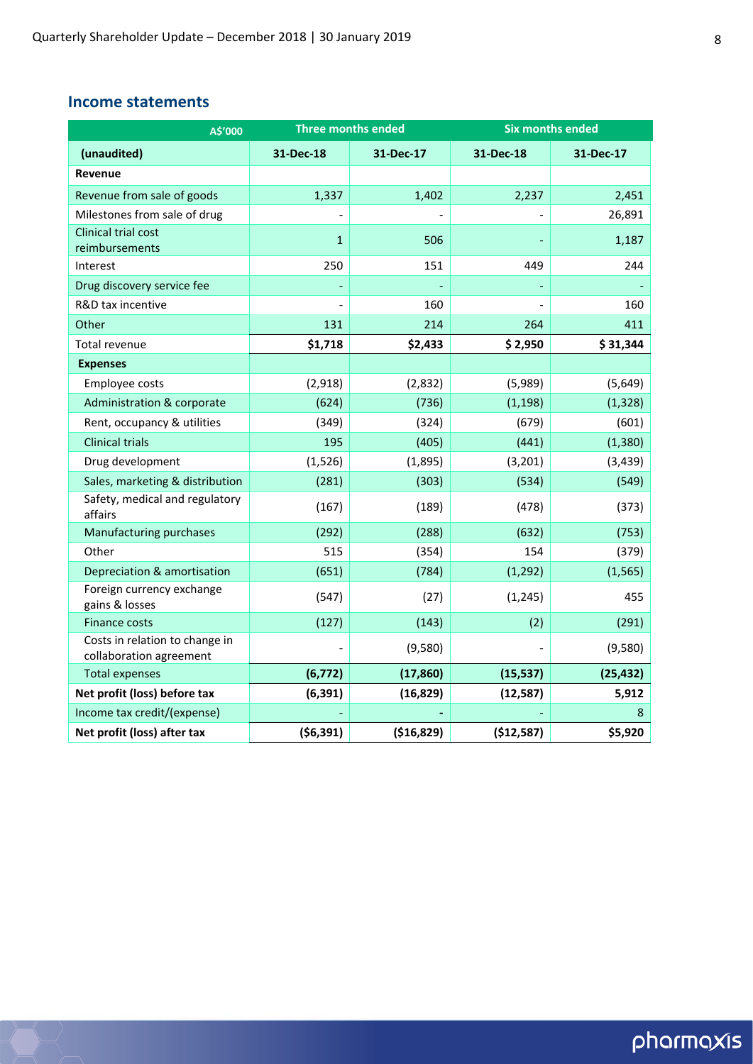## Income statements

| A$'000 | Three months ended | | Six months ended | |
|---|---|---|---|---|
| **(unaudited)** | **31-Dec-18** | **31-Dec-17** | **31-Dec-18** | **31-Dec-17** |
| **Revenue** | | | | |
| Revenue from sale of goods | 1,337 | 1,402 | 2,237 | 2,451 |
| Milestones from sale of drug | - | - | - | 26,891 |
| Clinical trial cost reimbursements | 1 | 506 | - | 1,187 |
| Interest | 250 | 151 | 449 | 244 |
| Drug discovery service fee | - | - | - | - |
| R&D tax incentive | - | 160 | - | 160 |
| Other | 131 | 214 | 264 | 411 |
| Total revenue | **$1,718** | **$2,433** | **$ 2,950** | **$ 31,344** |
| **Expenses** | | | | |
| Employee costs | (2,918) | (2,832) | (5,989) | (5,649) |
| Administration & corporate | (624) | (736) | (1,198) | (1,328) |
| Rent, occupancy & utilities | (349) | (324) | (679) | (601) |
| Clinical trials | 195 | (405) | (441) | (1,380) |
| Drug development | (1,526) | (1,895) | (3,201) | (3,439) |
| Sales, marketing & distribution | (281) | (303) | (534) | (549) |
| Safety, medical and regulatory affairs | (167) | (189) | (478) | (373) |
| Manufacturing purchases | (292) | (288) | (632) | (753) |
| Other | 515 | (354) | 154 | (379) |
| Depreciation & amortisation | (651) | (784) | (1,292) | (1,565) |
| Foreign currency exchange gains & losses | (547) | (27) | (1,245) | 455 |
| Finance costs | (127) | (143) | (2) | (291) |
| Costs in relation to change in collaboration agreement | - | (9,580) | - | (9,580) |
| Total expenses | **(6,772)** | **(17,860)** | **(15,537)** | **(25,432)** |
| **Net profit (loss) before tax** | **(6,391)** | **(16,829)** | **(12,587)** | **5,912** |
| Income tax credit/(expense) | - | - | - | 8 |
| **Net profit (loss) after tax** | **($6,391)** | **($16,829)** | **($12,587)** | **$5,920** |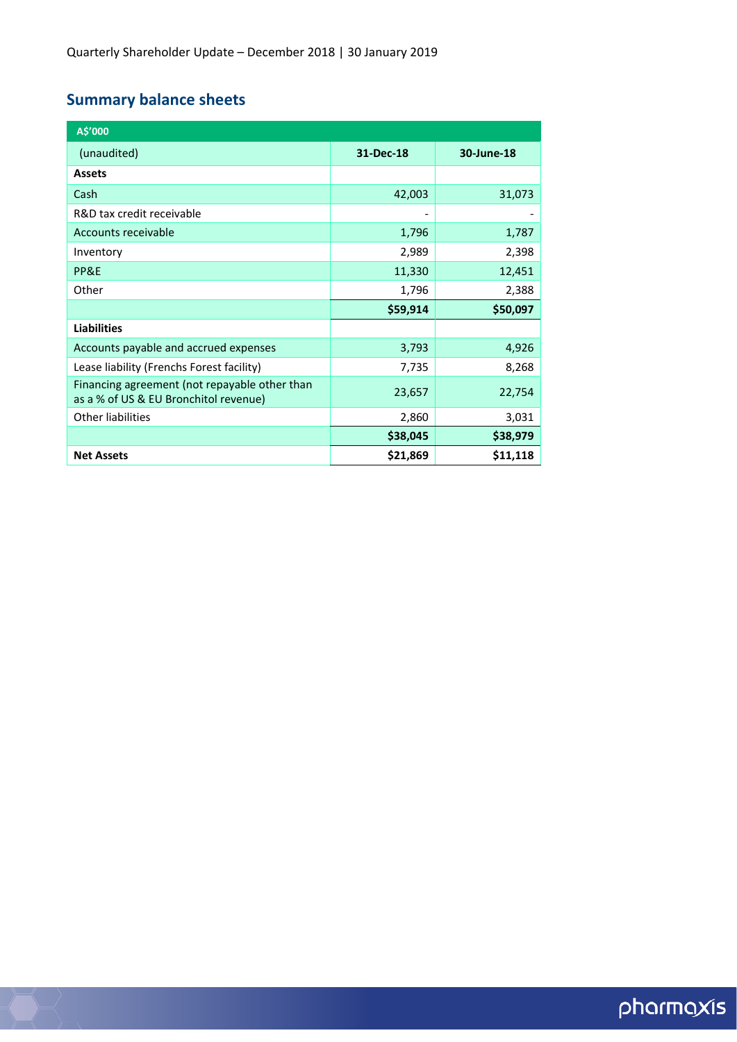## Summary balance sheets

| A$'000 | | |
|---|---|---|
| (unaudited) | **31-Dec-18** | **30-June-18** |
| **Assets** | | |
| Cash | 42,003 | 31,073 |
| R&D tax credit receivable | - | - |
| Accounts receivable | 1,796 | 1,787 |
| Inventory | 2,989 | 2,398 |
| PP&E | 11,330 | 12,451 |
| Other | 1,796 | 2,388 |
| | **$59,914** | **$50,097** |
| **Liabilities** | | |
| Accounts payable and accrued expenses | 3,793 | 4,926 |
| Lease liability (Frenchs Forest facility) | 7,735 | 8,268 |
| Financing agreement (not repayable other than as a % of US & EU Bronchitol revenue) | 23,657 | 22,754 |
| Other liabilities | 2,860 | 3,031 |
| | **$38,045** | **$38,979** |
| **Net Assets** | **$21,869** | **$11,118** |